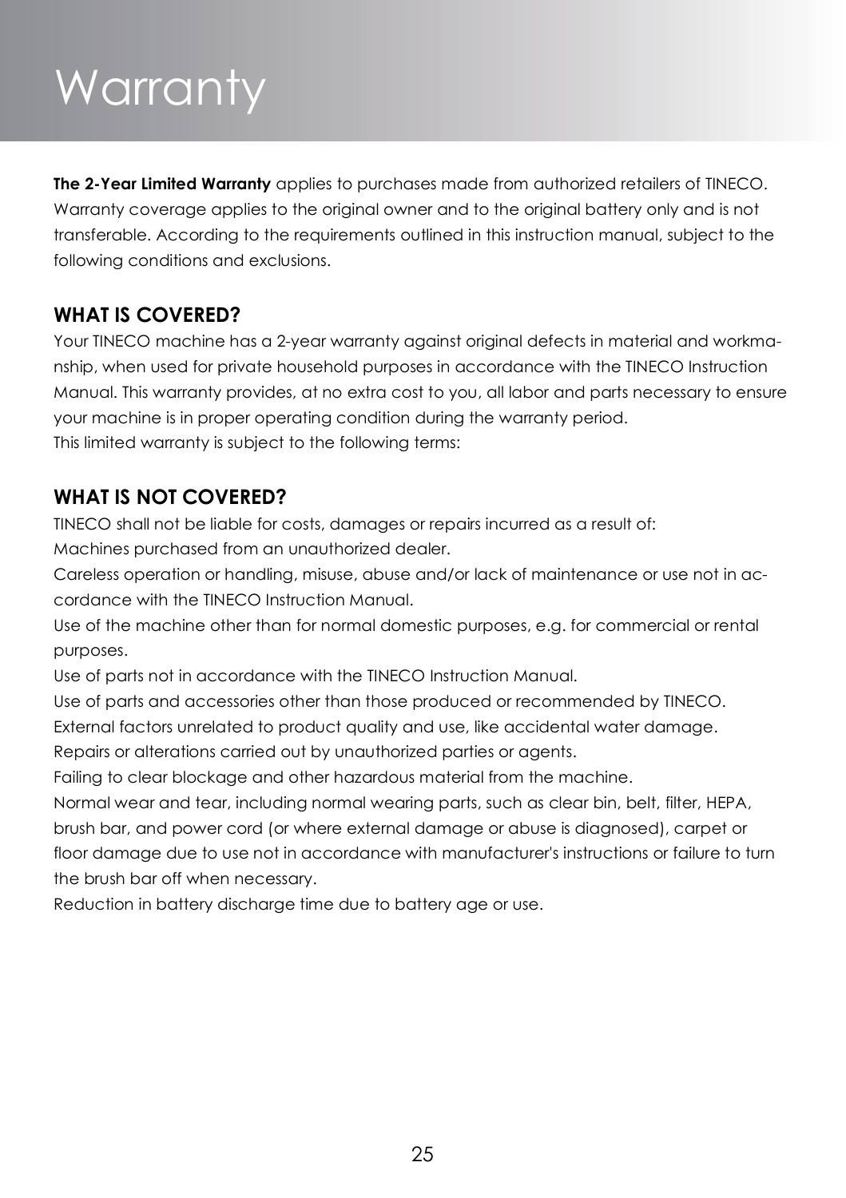# Warranty

**The 2-Year Limited Warranty** applies to purchases made from authorized retailers of TINECO. Warranty coverage applies to the original owner and to the original battery only and is not transferable. According to the requirements outlined in this instruction manual, subject to the following conditions and exclusions.

## WHAT IS COVERED?

Your TINECO machine has a 2-year warranty against original defects in material and workmanship, when used for private household purposes in accordance with the TINECO Instruction Manual. This warranty provides, at no extra cost to you, all labor and parts necessary to ensure your machine is in proper operating condition during the warranty period.
This limited warranty is subject to the following terms:

## WHAT IS NOT COVERED?

TINECO shall not be liable for costs, damages or repairs incurred as a result of:
Machines purchased from an unauthorized dealer.
Careless operation or handling, misuse, abuse and/or lack of maintenance or use not in accordance with the TINECO Instruction Manual.
Use of the machine other than for normal domestic purposes, e.g. for commercial or rental purposes.
Use of parts not in accordance with the TINECO Instruction Manual.
Use of parts and accessories other than those produced or recommended by TINECO.
External factors unrelated to product quality and use, like accidental water damage.
Repairs or alterations carried out by unauthorized parties or agents.
Failing to clear blockage and other hazardous material from the machine.
Normal wear and tear, including normal wearing parts, such as clear bin, belt, filter, HEPA, brush bar, and power cord (or where external damage or abuse is diagnosed), carpet or floor damage due to use not in accordance with manufacturer's instructions or failure to turn the brush bar off when necessary.
Reduction in battery discharge time due to battery age or use.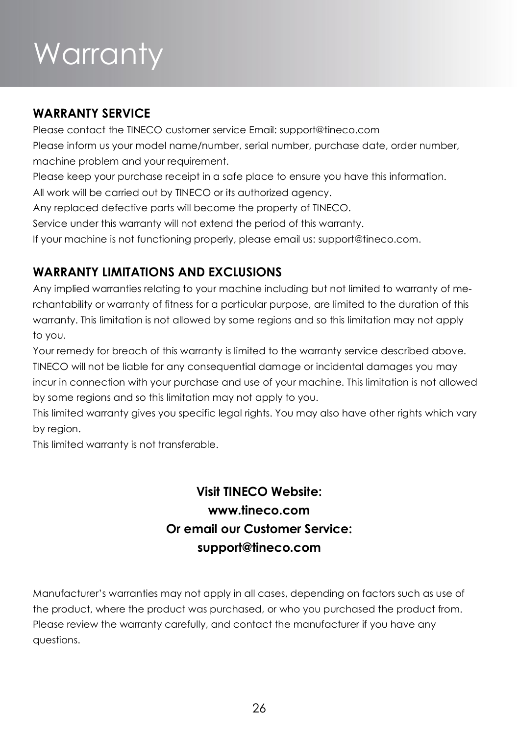# Warranty

## WARRANTY SERVICE

Please contact the TINECO customer service Email: support@tineco.com
Please inform us your model name/number, serial number, purchase date, order number, machine problem and your requirement.
Please keep your purchase receipt in a safe place to ensure you have this information.
All work will be carried out by TINECO or its authorized agency.
Any replaced defective parts will become the property of TINECO.
Service under this warranty will not extend the period of this warranty.
If your machine is not functioning properly, please email us: support@tineco.com.

## WARRANTY LIMITATIONS AND EXCLUSIONS

Any implied warranties relating to your machine including but not limited to warranty of merchantability or warranty of fitness for a particular purpose, are limited to the duration of this warranty. This limitation is not allowed by some regions and so this limitation may not apply to you.
Your remedy for breach of this warranty is limited to the warranty service described above. TINECO will not be liable for any consequential damage or incidental damages you may incur in connection with your purchase and use of your machine. This limitation is not allowed by some regions and so this limitation may not apply to you.
This limited warranty gives you specific legal rights. You may also have other rights which vary by region.
This limited warranty is not transferable.

**Visit TINECO Website:**
**www.tineco.com**
**Or email our Customer Service:**
**support@tineco.com**

Manufacturer's warranties may not apply in all cases, depending on factors such as use of the product, where the product was purchased, or who you purchased the product from. Please review the warranty carefully, and contact the manufacturer if you have any questions.